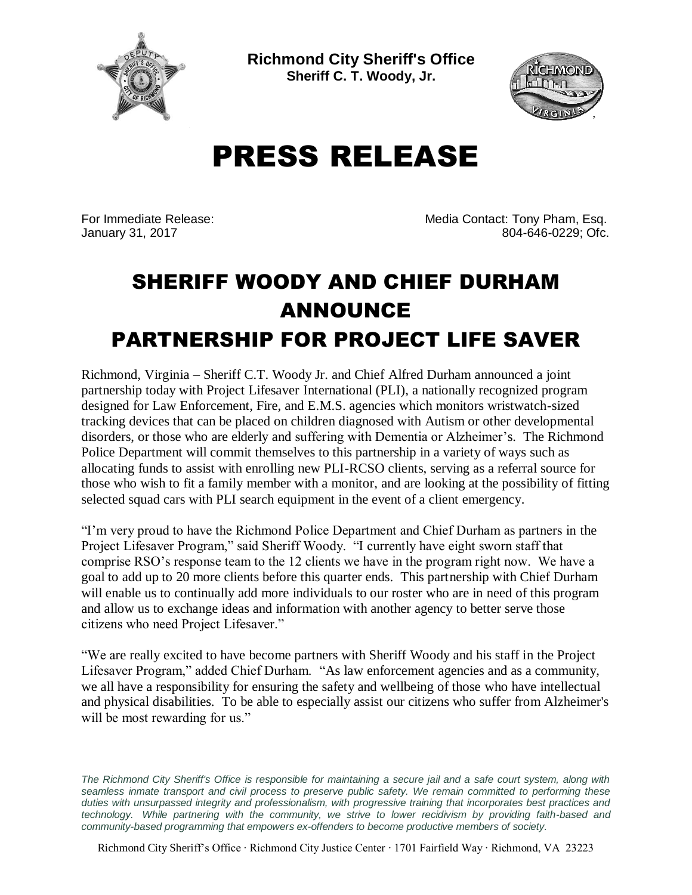**Richmond City Sheriff's Office**
**Sheriff C. T. Woody, Jr.**

# PRESS RELEASE

For Immediate Release:
January 31, 2017

Media Contact: Tony Pham, Esq.
804-646-0229; Ofc.

## SHERIFF WOODY AND CHIEF DURHAM ANNOUNCE PARTNERSHIP FOR PROJECT LIFE SAVER

Richmond, Virginia – Sheriff C.T. Woody Jr. and Chief Alfred Durham announced a joint partnership today with Project Lifesaver International (PLI), a nationally recognized program designed for Law Enforcement, Fire, and E.M.S. agencies which monitors wristwatch-sized tracking devices that can be placed on children diagnosed with Autism or other developmental disorders, or those who are elderly and suffering with Dementia or Alzheimer's. The Richmond Police Department will commit themselves to this partnership in a variety of ways such as allocating funds to assist with enrolling new PLI-RCSO clients, serving as a referral source for those who wish to fit a family member with a monitor, and are looking at the possibility of fitting selected squad cars with PLI search equipment in the event of a client emergency.

"I'm very proud to have the Richmond Police Department and Chief Durham as partners in the Project Lifesaver Program," said Sheriff Woody. "I currently have eight sworn staff that comprise RSO's response team to the 12 clients we have in the program right now. We have a goal to add up to 20 more clients before this quarter ends. This partnership with Chief Durham will enable us to continually add more individuals to our roster who are in need of this program and allow us to exchange ideas and information with another agency to better serve those citizens who need Project Lifesaver."

"We are really excited to have become partners with Sheriff Woody and his staff in the Project Lifesaver Program," added Chief Durham. "As law enforcement agencies and as a community, we all have a responsibility for ensuring the safety and wellbeing of those who have intellectual and physical disabilities. To be able to especially assist our citizens who suffer from Alzheimer's will be most rewarding for us."

*The Richmond City Sheriff's Office is responsible for maintaining a secure jail and a safe court system, along with seamless inmate transport and civil process to preserve public safety. We remain committed to performing these duties with unsurpassed integrity and professionalism, with progressive training that incorporates best practices and technology. While partnering with the community, we strive to lower recidivism by providing faith-based and community-based programming that empowers ex-offenders to become productive members of society.*

Richmond City Sheriff's Office · Richmond City Justice Center · 1701 Fairfield Way · Richmond, VA 23223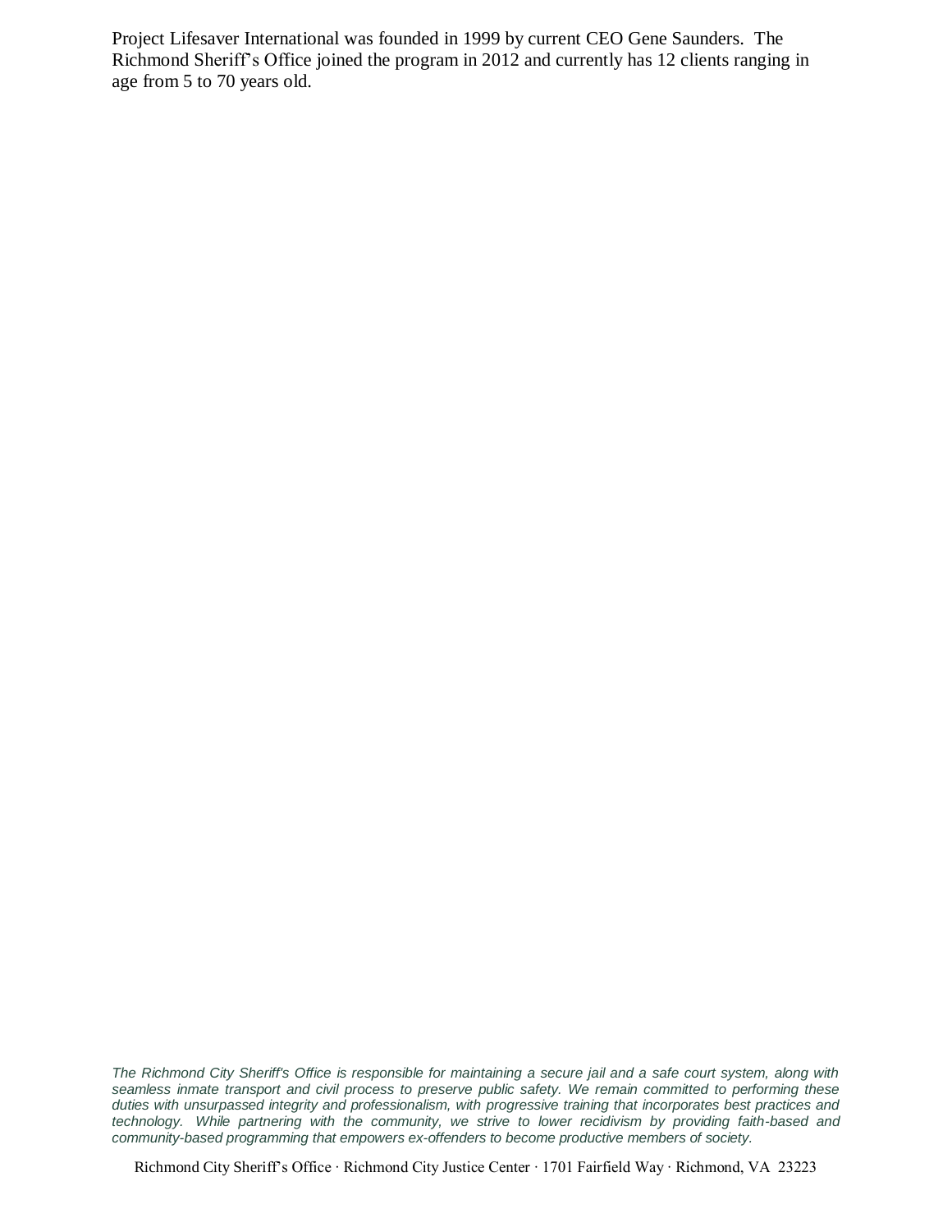Project Lifesaver International was founded in 1999 by current CEO Gene Saunders. The Richmond Sheriff's Office joined the program in 2012 and currently has 12 clients ranging in age from 5 to 70 years old.

*The Richmond City Sheriff's Office is responsible for maintaining a secure jail and a safe court system, along with seamless inmate transport and civil process to preserve public safety. We remain committed to performing these duties with unsurpassed integrity and professionalism, with progressive training that incorporates best practices and technology. While partnering with the community, we strive to lower recidivism by providing faith-based and community-based programming that empowers ex-offenders to become productive members of society.*

Richmond City Sheriff's Office · Richmond City Justice Center · 1701 Fairfield Way · Richmond, VA 23223